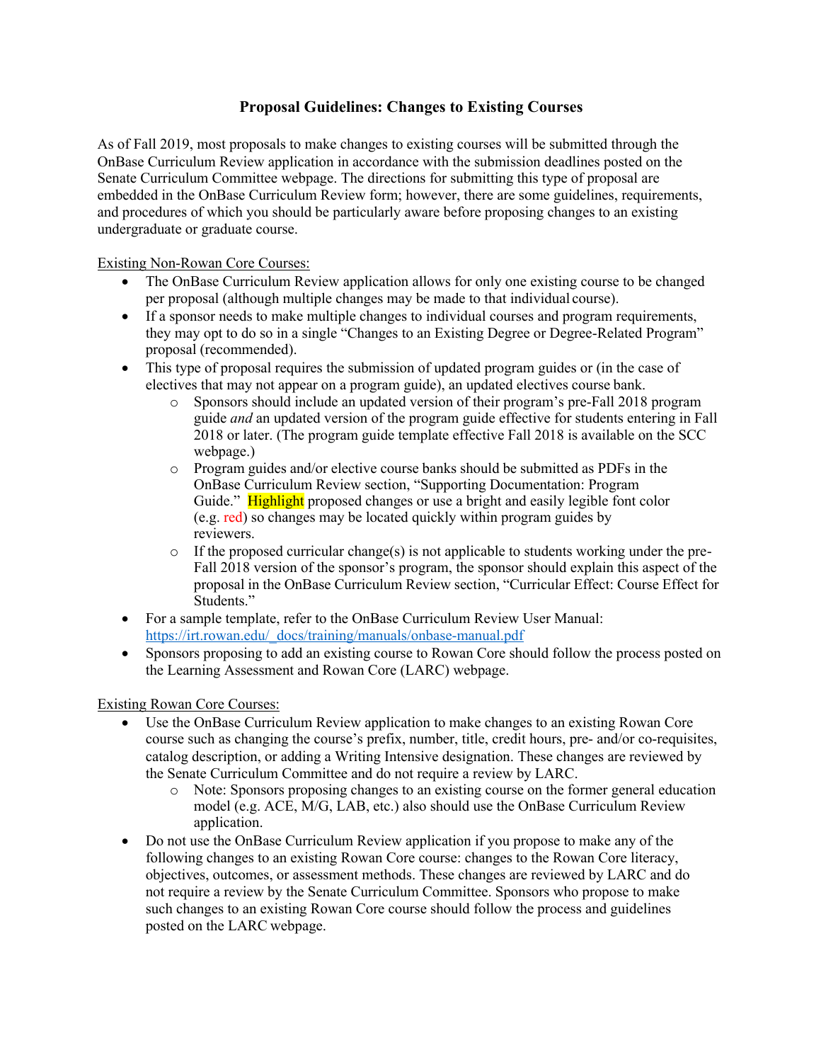# Proposal Guidelines: Changes to Existing Courses

As of Fall 2019, most proposals to make changes to existing courses will be submitted through the OnBase Curriculum Review application in accordance with the submission deadlines posted on the Senate Curriculum Committee webpage. The directions for submitting this type of proposal are embedded in the OnBase Curriculum Review form; however, there are some guidelines, requirements, and procedures of which you should be particularly aware before proposing changes to an existing undergraduate or graduate course.

<u>Existing Non-Rowan Core Courses:</u>

- The OnBase Curriculum Review application allows for only one existing course to be changed per proposal (although multiple changes may be made to that individual course).
- If a sponsor needs to make multiple changes to individual courses and program requirements, they may opt to do so in a single "Changes to an Existing Degree or Degree-Related Program" proposal (recommended).
- This type of proposal requires the submission of updated program guides or (in the case of electives that may not appear on a program guide), an updated electives course bank.
  - Sponsors should include an updated version of their program's pre-Fall 2018 program guide *and* an updated version of the program guide effective for students entering in Fall 2018 or later. (The program guide template effective Fall 2018 is available on the SCC webpage.)
  - Program guides and/or elective course banks should be submitted as PDFs in the OnBase Curriculum Review section, "Supporting Documentation: Program Guide." Highlight proposed changes or use a bright and easily legible font color (e.g. red) so changes may be located quickly within program guides by reviewers.
  - If the proposed curricular change(s) is not applicable to students working under the pre-Fall 2018 version of the sponsor's program, the sponsor should explain this aspect of the proposal in the OnBase Curriculum Review section, "Curricular Effect: Course Effect for Students."
- For a sample template, refer to the OnBase Curriculum Review User Manual: https://irt.rowan.edu/_docs/training/manuals/onbase-manual.pdf
- Sponsors proposing to add an existing course to Rowan Core should follow the process posted on the Learning Assessment and Rowan Core (LARC) webpage.

<u>Existing Rowan Core Courses:</u>

- Use the OnBase Curriculum Review application to make changes to an existing Rowan Core course such as changing the course's prefix, number, title, credit hours, pre- and/or co-requisites, catalog description, or adding a Writing Intensive designation. These changes are reviewed by the Senate Curriculum Committee and do not require a review by LARC.
  - Note: Sponsors proposing changes to an existing course on the former general education model (e.g. ACE, M/G, LAB, etc.) also should use the OnBase Curriculum Review application.
- Do not use the OnBase Curriculum Review application if you propose to make any of the following changes to an existing Rowan Core course: changes to the Rowan Core literacy, objectives, outcomes, or assessment methods. These changes are reviewed by LARC and do not require a review by the Senate Curriculum Committee. Sponsors who propose to make such changes to an existing Rowan Core course should follow the process and guidelines posted on the LARC webpage.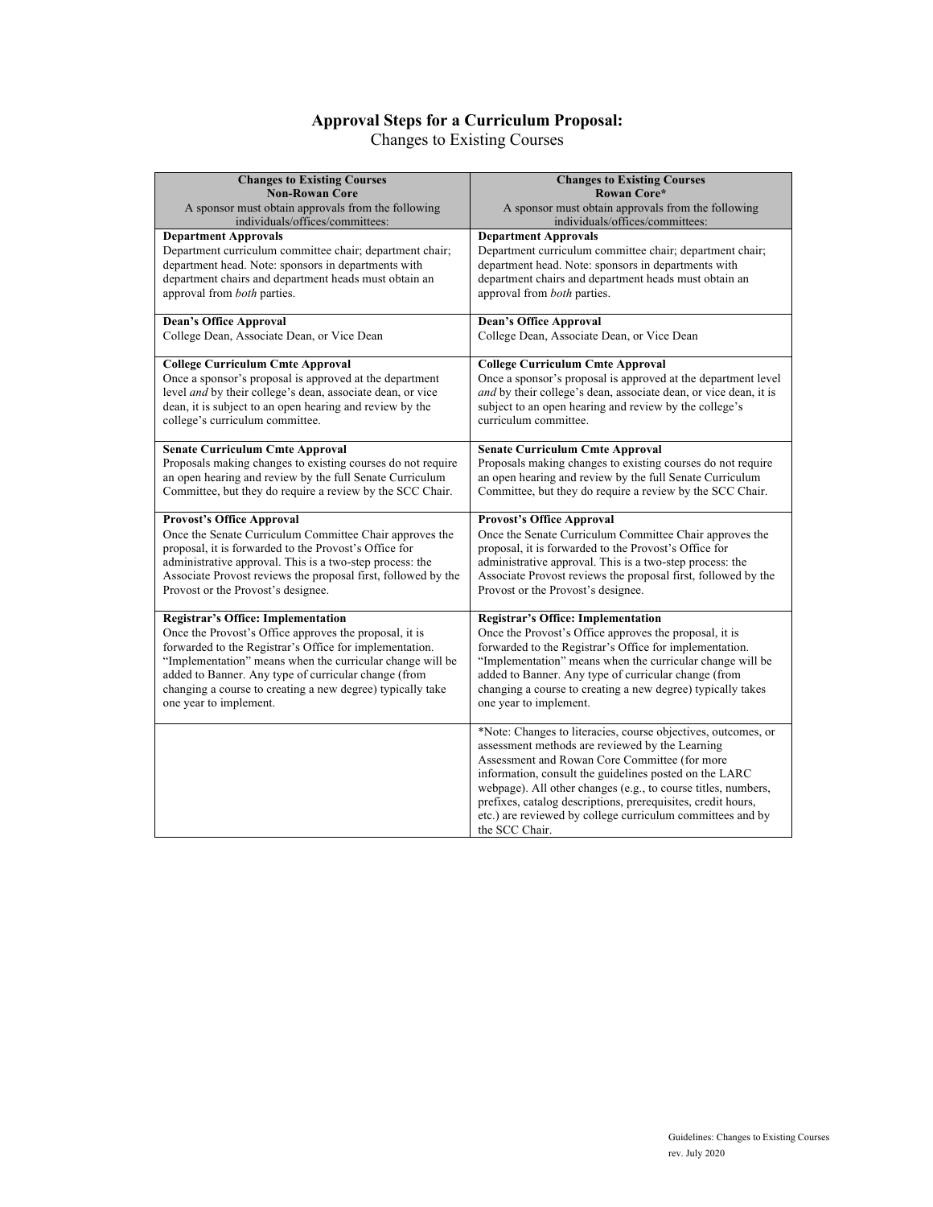# Approval Steps for a Curriculum Proposal:

## Changes to Existing Courses

| **Changes to Existing Courses**<br>**Non-Rowan Core**<br>A sponsor must obtain approvals from the following individuals/offices/committees: | **Changes to Existing Courses**<br>**Rowan Core***<br>A sponsor must obtain approvals from the following individuals/offices/committees: |
|---|---|
| **Department Approvals**<br>Department curriculum committee chair; department chair; department head. Note: sponsors in departments with department chairs and department heads must obtain an approval from *both* parties. | **Department Approvals**<br>Department curriculum committee chair; department chair; department head. Note: sponsors in departments with department chairs and department heads must obtain an approval from *both* parties. |
| **Dean's Office Approval**<br>College Dean, Associate Dean, or Vice Dean | **Dean's Office Approval**<br>College Dean, Associate Dean, or Vice Dean |
| **College Curriculum Cmte Approval**<br>Once a sponsor's proposal is approved at the department level *and* by their college's dean, associate dean, or vice dean, it is subject to an open hearing and review by the college's curriculum committee. | **College Curriculum Cmte Approval**<br>Once a sponsor's proposal is approved at the department level *and* by their college's dean, associate dean, or vice dean, it is subject to an open hearing and review by the college's curriculum committee. |
| **Senate Curriculum Cmte Approval**<br>Proposals making changes to existing courses do not require an open hearing and review by the full Senate Curriculum Committee, but they do require a review by the SCC Chair. | **Senate Curriculum Cmte Approval**<br>Proposals making changes to existing courses do not require an open hearing and review by the full Senate Curriculum Committee, but they do require a review by the SCC Chair. |
| **Provost's Office Approval**<br>Once the Senate Curriculum Committee Chair approves the proposal, it is forwarded to the Provost's Office for administrative approval. This is a two-step process: the Associate Provost reviews the proposal first, followed by the Provost or the Provost's designee. | **Provost's Office Approval**<br>Once the Senate Curriculum Committee Chair approves the proposal, it is forwarded to the Provost's Office for administrative approval. This is a two-step process: the Associate Provost reviews the proposal first, followed by the Provost or the Provost's designee. |
| **Registrar's Office: Implementation**<br>Once the Provost's Office approves the proposal, it is forwarded to the Registrar's Office for implementation. "Implementation" means when the curricular change will be added to Banner. Any type of curricular change (from changing a course to creating a new degree) typically take one year to implement. | **Registrar's Office: Implementation**<br>Once the Provost's Office approves the proposal, it is forwarded to the Registrar's Office for implementation. "Implementation" means when the curricular change will be added to Banner. Any type of curricular change (from changing a course to creating a new degree) typically takes one year to implement. |
| | *Note: Changes to literacies, course objectives, outcomes, or assessment methods are reviewed by the Learning Assessment and Rowan Core Committee (for more information, consult the guidelines posted on the LARC webpage). All other changes (e.g., to course titles, numbers, prefixes, catalog descriptions, prerequisites, credit hours, etc.) are reviewed by college curriculum committees and by the SCC Chair. |

Guidelines: Changes to Existing Courses
rev. July 2020